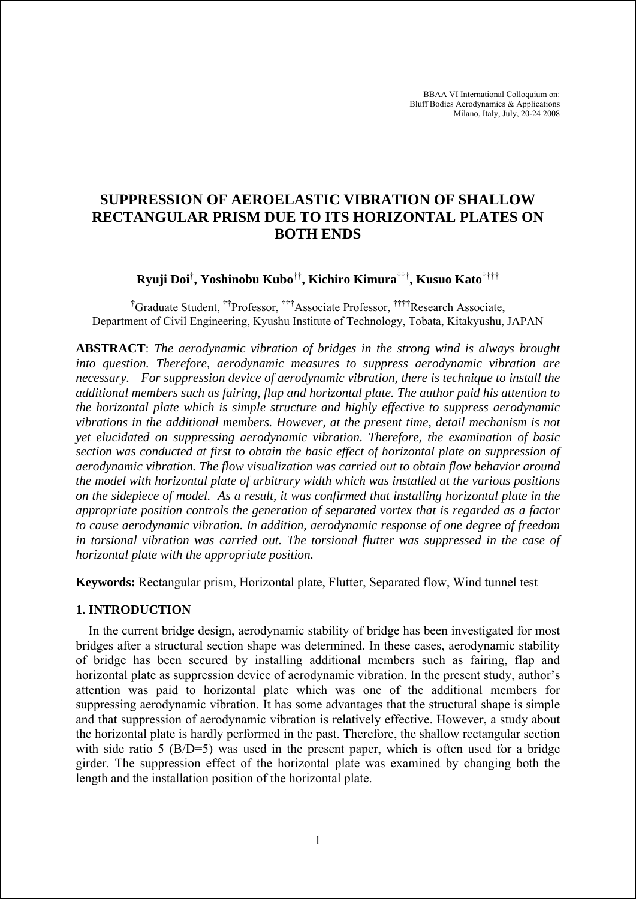BBAA VI International Colloquium on:
Bluff Bodies Aerodynamics & Applications
Milano, Italy, July, 20-24 2008

# SUPPRESSION OF AEROELASTIC VIBRATION OF SHALLOW RECTANGULAR PRISM DUE TO ITS HORIZONTAL PLATES ON BOTH ENDS

**Ryuji Doi[†], Yoshinobu Kubo[††], Kichiro Kimura[†††], Kusuo Kato[††††]**

[†]Graduate Student, [††]Professor, [†††]Associate Professor, [††††]Research Associate,
Department of Civil Engineering, Kyushu Institute of Technology, Tobata, Kitakyushu, JAPAN

**ABSTRACT**: *The aerodynamic vibration of bridges in the strong wind is always brought into question. Therefore, aerodynamic measures to suppress aerodynamic vibration are necessary. For suppression device of aerodynamic vibration, there is technique to install the additional members such as fairing, flap and horizontal plate. The author paid his attention to the horizontal plate which is simple structure and highly effective to suppress aerodynamic vibrations in the additional members. However, at the present time, detail mechanism is not yet elucidated on suppressing aerodynamic vibration. Therefore, the examination of basic section was conducted at first to obtain the basic effect of horizontal plate on suppression of aerodynamic vibration. The flow visualization was carried out to obtain flow behavior around the model with horizontal plate of arbitrary width which was installed at the various positions on the sidepiece of model. As a result, it was confirmed that installing horizontal plate in the appropriate position controls the generation of separated vortex that is regarded as a factor to cause aerodynamic vibration. In addition, aerodynamic response of one degree of freedom in torsional vibration was carried out. The torsional flutter was suppressed in the case of horizontal plate with the appropriate position.*

**Keywords:** Rectangular prism, Horizontal plate, Flutter, Separated flow, Wind tunnel test

## 1. INTRODUCTION

In the current bridge design, aerodynamic stability of bridge has been investigated for most bridges after a structural section shape was determined. In these cases, aerodynamic stability of bridge has been secured by installing additional members such as fairing, flap and horizontal plate as suppression device of aerodynamic vibration. In the present study, author's attention was paid to horizontal plate which was one of the additional members for suppressing aerodynamic vibration. It has some advantages that the structural shape is simple and that suppression of aerodynamic vibration is relatively effective. However, a study about the horizontal plate is hardly performed in the past. Therefore, the shallow rectangular section with side ratio 5 (B/D=5) was used in the present paper, which is often used for a bridge girder. The suppression effect of the horizontal plate was examined by changing both the length and the installation position of the horizontal plate.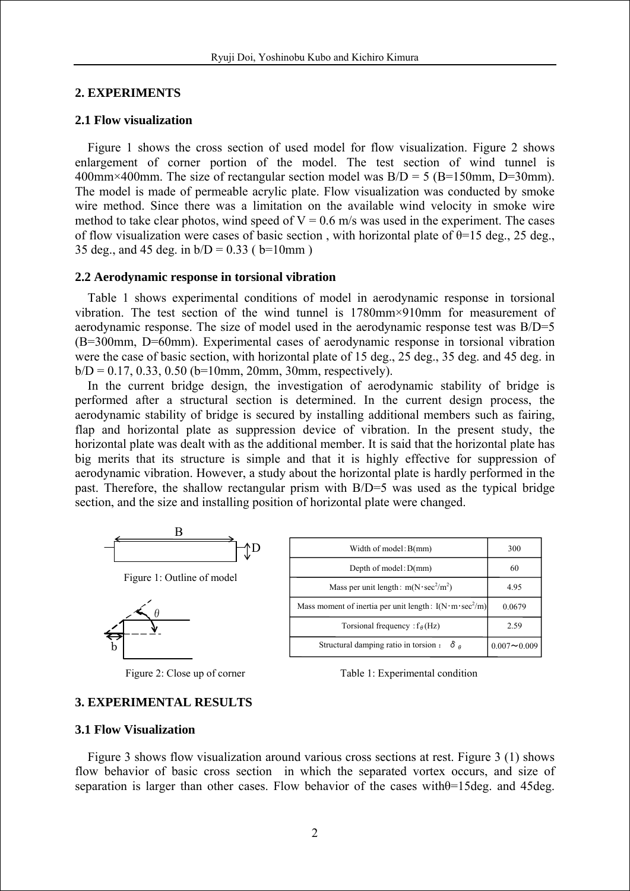## 2. EXPERIMENTS

### 2.1 Flow visualization

Figure 1 shows the cross section of used model for flow visualization. Figure 2 shows enlargement of corner portion of the model. The test section of wind tunnel is 400mm×400mm. The size of rectangular section model was B/D = 5 (B=150mm, D=30mm). The model is made of permeable acrylic plate. Flow visualization was conducted by smoke wire method. Since there was a limitation on the available wind velocity in smoke wire method to take clear photos, wind speed of V = 0.6 m/s was used in the experiment. The cases of flow visualization were cases of basic section , with horizontal plate of θ=15 deg., 25 deg., 35 deg., and 45 deg. in b/D = 0.33 ( b=10mm )

### 2.2 Aerodynamic response in torsional vibration

Table 1 shows experimental conditions of model in aerodynamic response in torsional vibration. The test section of the wind tunnel is 1780mm×910mm for measurement of aerodynamic response. The size of model used in the aerodynamic response test was B/D=5 (B=300mm, D=60mm). Experimental cases of aerodynamic response in torsional vibration were the case of basic section, with horizontal plate of 15 deg., 25 deg., 35 deg. and 45 deg. in b/D = 0.17, 0.33, 0.50 (b=10mm, 20mm, 30mm, respectively).

In the current bridge design, the investigation of aerodynamic stability of bridge is performed after a structural section is determined. In the current design process, the aerodynamic stability of bridge is secured by installing additional members such as fairing, flap and horizontal plate as suppression device of vibration. In the present study, the horizontal plate was dealt with as the additional member. It is said that the horizontal plate has big merits that its structure is simple and that it is highly effective for suppression of aerodynamic vibration. However, a study about the horizontal plate is hardly performed in the past. Therefore, the shallow rectangular prism with B/D=5 was used as the typical bridge section, and the size and installing position of horizontal plate were changed.

Figure 1: Outline of model

Figure 2: Close up of corner

| Width of model：B(mm) | 300 |
|---|---|
| Depth of model：D(mm) | 60 |
| Mass per unit length： m(N･sec$^2$/m$^2$) | 4.95 |
| Mass moment of inertia per unit length： I(N･m･sec$^2$/m) | 0.0679 |
| Torsional frequency ：$f_\theta$(Hz) | 2.59 |
| Structural damping ratio in torsion ： $\delta_\theta$ | 0.007～0.009 |

Table 1: Experimental condition

## 3. EXPERIMENTAL RESULTS

### 3.1 Flow Visualization

Figure 3 shows flow visualization around various cross sections at rest. Figure 3 (1) shows flow behavior of basic cross section in which the separated vortex occurs, and size of separation is larger than other cases. Flow behavior of the cases withθ=15deg. and 45deg.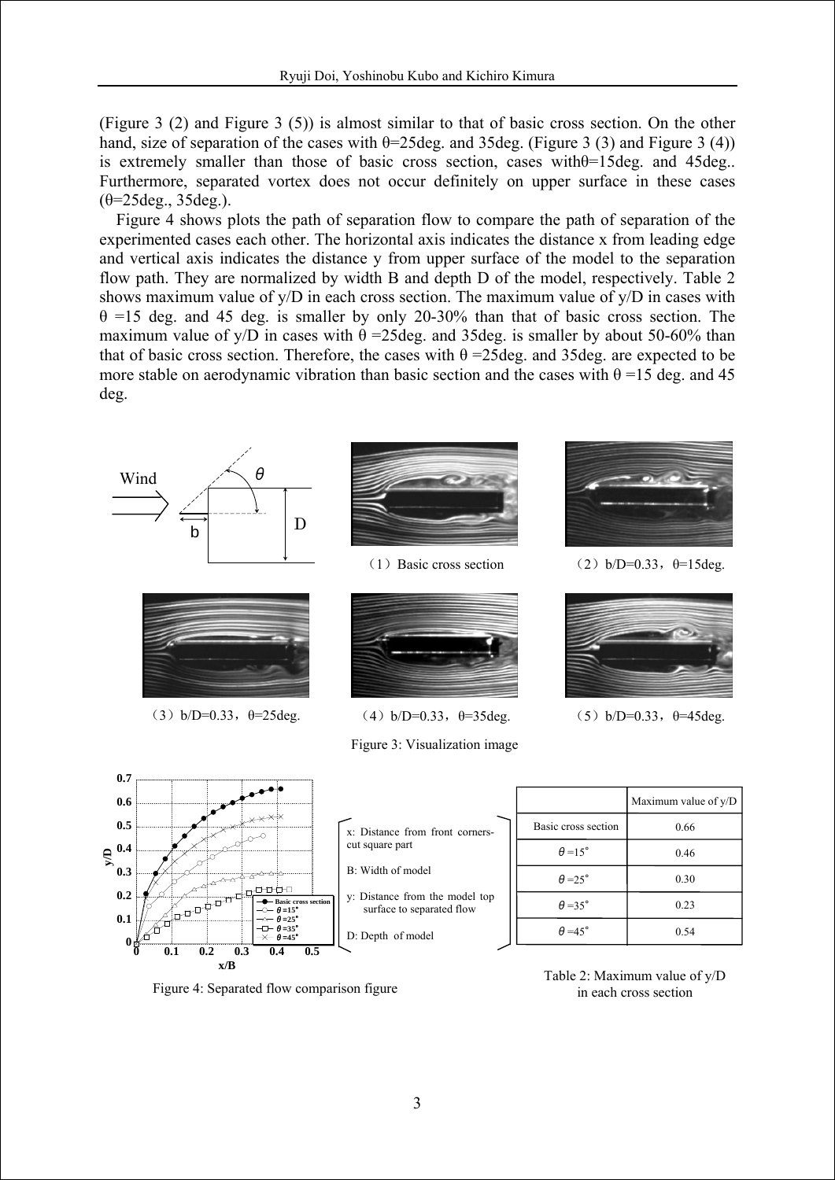(Figure 3 (2) and Figure 3 (5)) is almost similar to that of basic cross section. On the other hand, size of separation of the cases with θ=25deg. and 35deg. (Figure 3 (3) and Figure 3 (4)) is extremely smaller than those of basic cross section, cases withθ=15deg. and 45deg.. Furthermore, separated vortex does not occur definitely on upper surface in these cases (θ=25deg., 35deg.).

Figure 4 shows plots the path of separation flow to compare the path of separation of the experimented cases each other. The horizontal axis indicates the distance x from leading edge and vertical axis indicates the distance y from upper surface of the model to the separation flow path. They are normalized by width B and depth D of the model, respectively. Table 2 shows maximum value of y/D in each cross section. The maximum value of y/D in cases with θ =15 deg. and 45 deg. is smaller by only 20-30% than that of basic cross section. The maximum value of y/D in cases with θ =25deg. and 35deg. is smaller by about 50-60% than that of basic cross section. Therefore, the cases with θ =25deg. and 35deg. are expected to be more stable on aerodynamic vibration than basic section and the cases with θ =15 deg. and 45 deg.

(1) Basic cross section

(2) b/D=0.33, θ=15deg.

(3) b/D=0.33, θ=25deg.

(4) b/D=0.33, θ=35deg.

(5) b/D=0.33, θ=45deg.

Figure 3: Visualization image

x: Distance from front corners-cut square part

B: Width of model

y: Distance from the model top surface to separated flow

D: Depth of model

Figure 4: Separated flow comparison figure

| | Maximum value of y/D |
|---|---|
| Basic cross section | 0.66 |
| θ =15° | 0.46 |
| θ =25° | 0.30 |
| θ =35° | 0.23 |
| θ =45° | 0.54 |

Table 2: Maximum value of y/D in each cross section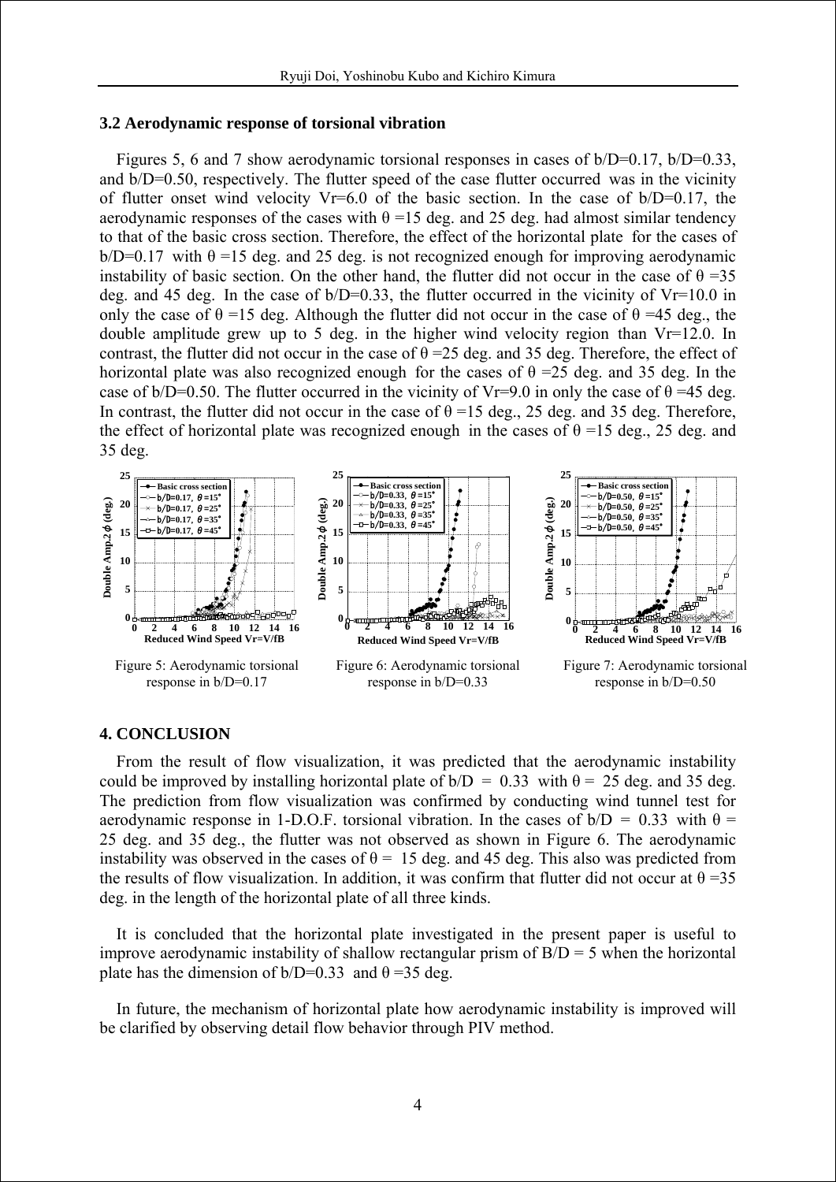### 3.2 Aerodynamic response of torsional vibration

Figures 5, 6 and 7 show aerodynamic torsional responses in cases of b/D=0.17, b/D=0.33, and b/D=0.50, respectively. The flutter speed of the case flutter occurred was in the vicinity of flutter onset wind velocity Vr=6.0 of the basic section. In the case of b/D=0.17, the aerodynamic responses of the cases with $\theta$ =15 deg. and 25 deg. had almost similar tendency to that of the basic cross section. Therefore, the effect of the horizontal plate for the cases of b/D=0.17 with $\theta$ =15 deg. and 25 deg. is not recognized enough for improving aerodynamic instability of basic section. On the other hand, the flutter did not occur in the case of $\theta$ =35 deg. and 45 deg. In the case of b/D=0.33, the flutter occurred in the vicinity of Vr=10.0 in only the case of $\theta$ =15 deg. Although the flutter did not occur in the case of $\theta$ =45 deg., the double amplitude grew up to 5 deg. in the higher wind velocity region than Vr=12.0. In contrast, the flutter did not occur in the case of $\theta$ =25 deg. and 35 deg. Therefore, the effect of horizontal plate was also recognized enough for the cases of $\theta$ =25 deg. and 35 deg. In the case of b/D=0.50. The flutter occurred in the vicinity of Vr=9.0 in only the case of $\theta$ =45 deg. In contrast, the flutter did not occur in the case of $\theta$ =15 deg., 25 deg. and 35 deg. Therefore, the effect of horizontal plate was recognized enough in the cases of $\theta$ =15 deg., 25 deg. and 35 deg.

Double Amp.2$\phi$ (deg.)
Reduced Wind Speed Vr=V/fB
Basic cross section
b/D=0.17, $\theta$=15°
b/D=0.17, $\theta$=25°
b/D=0.17, $\theta$=35°
b/D=0.17, $\theta$=45°

Figure 5: Aerodynamic torsional response in b/D=0.17

Double Amp.2$\phi$ (deg.)
Reduced Wind Speed Vr=V/fB
Basic cross section
b/D=0.33, $\theta$=15°
b/D=0.33, $\theta$=25°
b/D=0.33, $\theta$=35°
b/D=0.33, $\theta$=45°

Figure 6: Aerodynamic torsional response in b/D=0.33

Double Amp.2$\phi$ (deg.)
Reduced Wind Speed Vr=V/fB
Basic cross section
b/D=0.50, $\theta$=15°
b/D=0.50, $\theta$=25°
b/D=0.50, $\theta$=35°
b/D=0.50, $\theta$=45°

Figure 7: Aerodynamic torsional response in b/D=0.50

## 4. CONCLUSION

From the result of flow visualization, it was predicted that the aerodynamic instability could be improved by installing horizontal plate of b/D = 0.33 with $\theta$ = 25 deg. and 35 deg. The prediction from flow visualization was confirmed by conducting wind tunnel test for aerodynamic response in 1-D.O.F. torsional vibration. In the cases of b/D = 0.33 with $\theta$ = 25 deg. and 35 deg., the flutter was not observed as shown in Figure 6. The aerodynamic instability was observed in the cases of $\theta$ = 15 deg. and 45 deg. This also was predicted from the results of flow visualization. In addition, it was confirm that flutter did not occur at $\theta$ =35 deg. in the length of the horizontal plate of all three kinds.

It is concluded that the horizontal plate investigated in the present paper is useful to improve aerodynamic instability of shallow rectangular prism of B/D = 5 when the horizontal plate has the dimension of b/D=0.33 and $\theta$ =35 deg.

In future, the mechanism of horizontal plate how aerodynamic instability is improved will be clarified by observing detail flow behavior through PIV method.